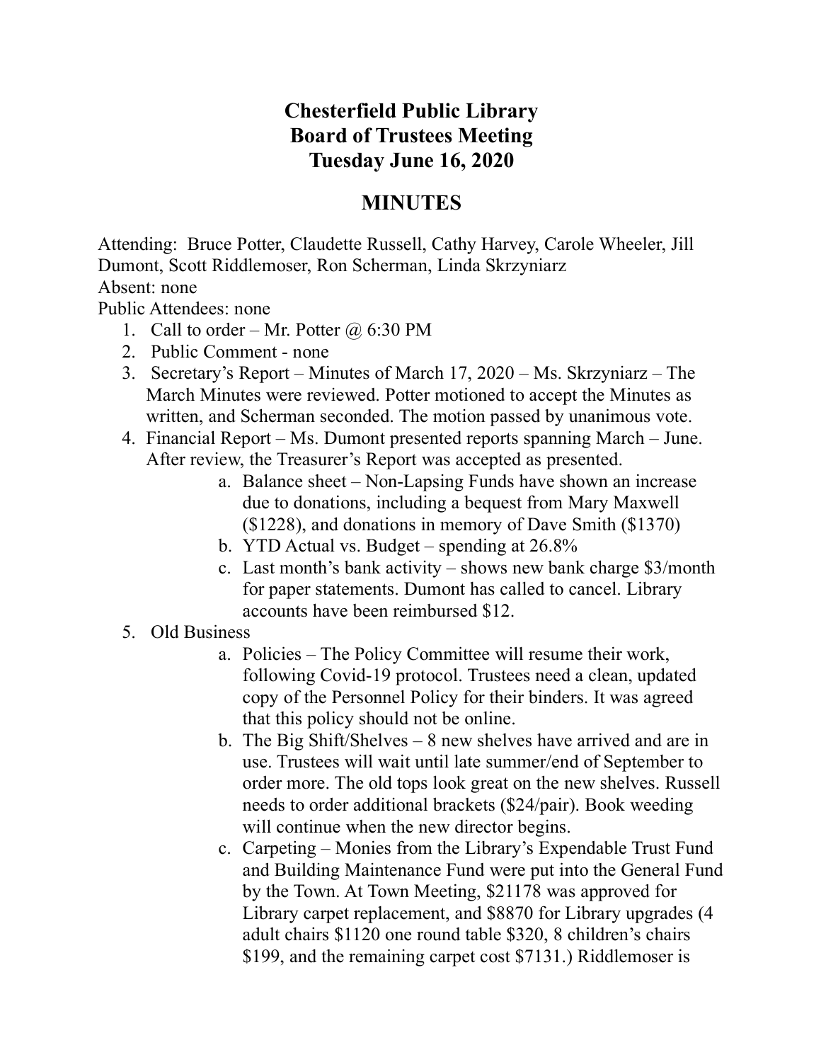# Chesterfield Public Library
# Board of Trustees Meeting
# Tuesday June 16, 2020

## MINUTES

Attending: Bruce Potter, Claudette Russell, Cathy Harvey, Carole Wheeler, Jill Dumont, Scott Riddlemoser, Ron Scherman, Linda Skrzyniarz
Absent: none
Public Attendees: none

1. Call to order – Mr. Potter @ 6:30 PM
2. Public Comment - none
3. Secretary's Report – Minutes of March 17, 2020 – Ms. Skrzyniarz – The March Minutes were reviewed. Potter motioned to accept the Minutes as written, and Scherman seconded. The motion passed by unanimous vote.
4. Financial Report – Ms. Dumont presented reports spanning March – June. After review, the Treasurer's Report was accepted as presented.
    a. Balance sheet – Non-Lapsing Funds have shown an increase due to donations, including a bequest from Mary Maxwell ($1228), and donations in memory of Dave Smith ($1370)
    b. YTD Actual vs. Budget – spending at 26.8%
    c. Last month's bank activity – shows new bank charge $3/month for paper statements. Dumont has called to cancel. Library accounts have been reimbursed $12.
5. Old Business
    a. Policies – The Policy Committee will resume their work, following Covid-19 protocol. Trustees need a clean, updated copy of the Personnel Policy for their binders. It was agreed that this policy should not be online.
    b. The Big Shift/Shelves – 8 new shelves have arrived and are in use. Trustees will wait until late summer/end of September to order more. The old tops look great on the new shelves. Russell needs to order additional brackets ($24/pair). Book weeding will continue when the new director begins.
    c. Carpeting – Monies from the Library's Expendable Trust Fund and Building Maintenance Fund were put into the General Fund by the Town. At Town Meeting, $21178 was approved for Library carpet replacement, and $8870 for Library upgrades (4 adult chairs $1120 one round table $320, 8 children's chairs $199, and the remaining carpet cost $7131.) Riddlemoser is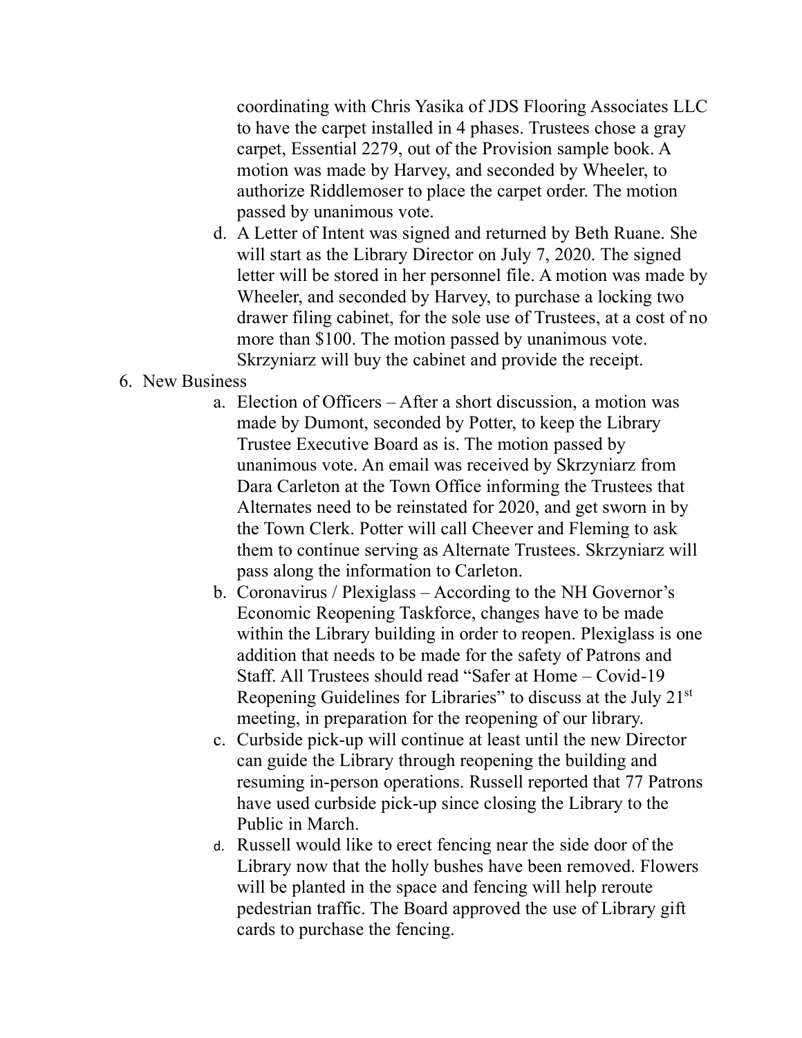coordinating with Chris Yasika of JDS Flooring Associates LLC to have the carpet installed in 4 phases. Trustees chose a gray carpet, Essential 2279, out of the Provision sample book. A motion was made by Harvey, and seconded by Wheeler, to authorize Riddlemoser to place the carpet order. The motion passed by unanimous vote.

   d. A Letter of Intent was signed and returned by Beth Ruane. She will start as the Library Director on July 7, 2020. The signed letter will be stored in her personnel file. A motion was made by Wheeler, and seconded by Harvey, to purchase a locking two drawer filing cabinet, for the sole use of Trustees, at a cost of no more than $100. The motion passed by unanimous vote. Skrzyniarz will buy the cabinet and provide the receipt.

6. New Business
   a. Election of Officers – After a short discussion, a motion was made by Dumont, seconded by Potter, to keep the Library Trustee Executive Board as is. The motion passed by unanimous vote. An email was received by Skrzyniarz from Dara Carleton at the Town Office informing the Trustees that Alternates need to be reinstated for 2020, and get sworn in by the Town Clerk. Potter will call Cheever and Fleming to ask them to continue serving as Alternate Trustees. Skrzyniarz will pass along the information to Carleton.
   b. Coronavirus / Plexiglass – According to the NH Governor's Economic Reopening Taskforce, changes have to be made within the Library building in order to reopen. Plexiglass is one addition that needs to be made for the safety of Patrons and Staff. All Trustees should read "Safer at Home – Covid-19 Reopening Guidelines for Libraries" to discuss at the July 21st meeting, in preparation for the reopening of our library.
   c. Curbside pick-up will continue at least until the new Director can guide the Library through reopening the building and resuming in-person operations. Russell reported that 77 Patrons have used curbside pick-up since closing the Library to the Public in March.
   d. Russell would like to erect fencing near the side door of the Library now that the holly bushes have been removed. Flowers will be planted in the space and fencing will help reroute pedestrian traffic. The Board approved the use of Library gift cards to purchase the fencing.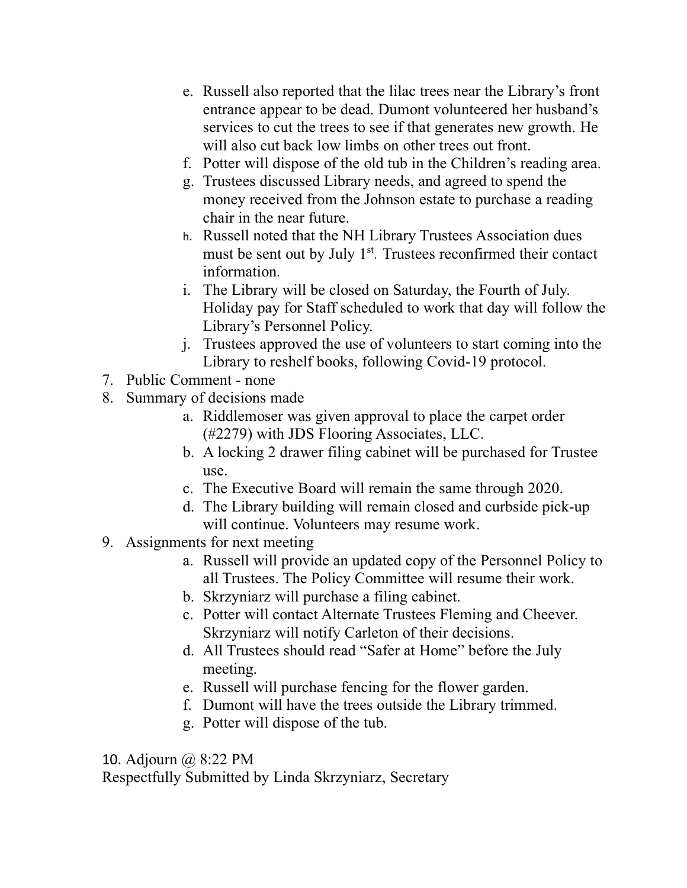e. Russell also reported that the lilac trees near the Library's front entrance appear to be dead. Dumont volunteered her husband's services to cut the trees to see if that generates new growth. He will also cut back low limbs on other trees out front.
   f. Potter will dispose of the old tub in the Children's reading area.
   g. Trustees discussed Library needs, and agreed to spend the money received from the Johnson estate to purchase a reading chair in the near future.
   h. Russell noted that the NH Library Trustees Association dues must be sent out by July 1st. Trustees reconfirmed their contact information.
   i. The Library will be closed on Saturday, the Fourth of July. Holiday pay for Staff scheduled to work that day will follow the Library's Personnel Policy.
   j. Trustees approved the use of volunteers to start coming into the Library to reshelf books, following Covid-19 protocol.

7. Public Comment - none
8. Summary of decisions made
   a. Riddlemoser was given approval to place the carpet order (#2279) with JDS Flooring Associates, LLC.
   b. A locking 2 drawer filing cabinet will be purchased for Trustee use.
   c. The Executive Board will remain the same through 2020.
   d. The Library building will remain closed and curbside pick-up will continue. Volunteers may resume work.
9. Assignments for next meeting
   a. Russell will provide an updated copy of the Personnel Policy to all Trustees. The Policy Committee will resume their work.
   b. Skrzyniarz will purchase a filing cabinet.
   c. Potter will contact Alternate Trustees Fleming and Cheever. Skrzyniarz will notify Carleton of their decisions.
   d. All Trustees should read "Safer at Home" before the July meeting.
   e. Russell will purchase fencing for the flower garden.
   f. Dumont will have the trees outside the Library trimmed.
   g. Potter will dispose of the tub.

10. Adjourn @ 8:22 PM

Respectfully Submitted by Linda Skrzyniarz, Secretary